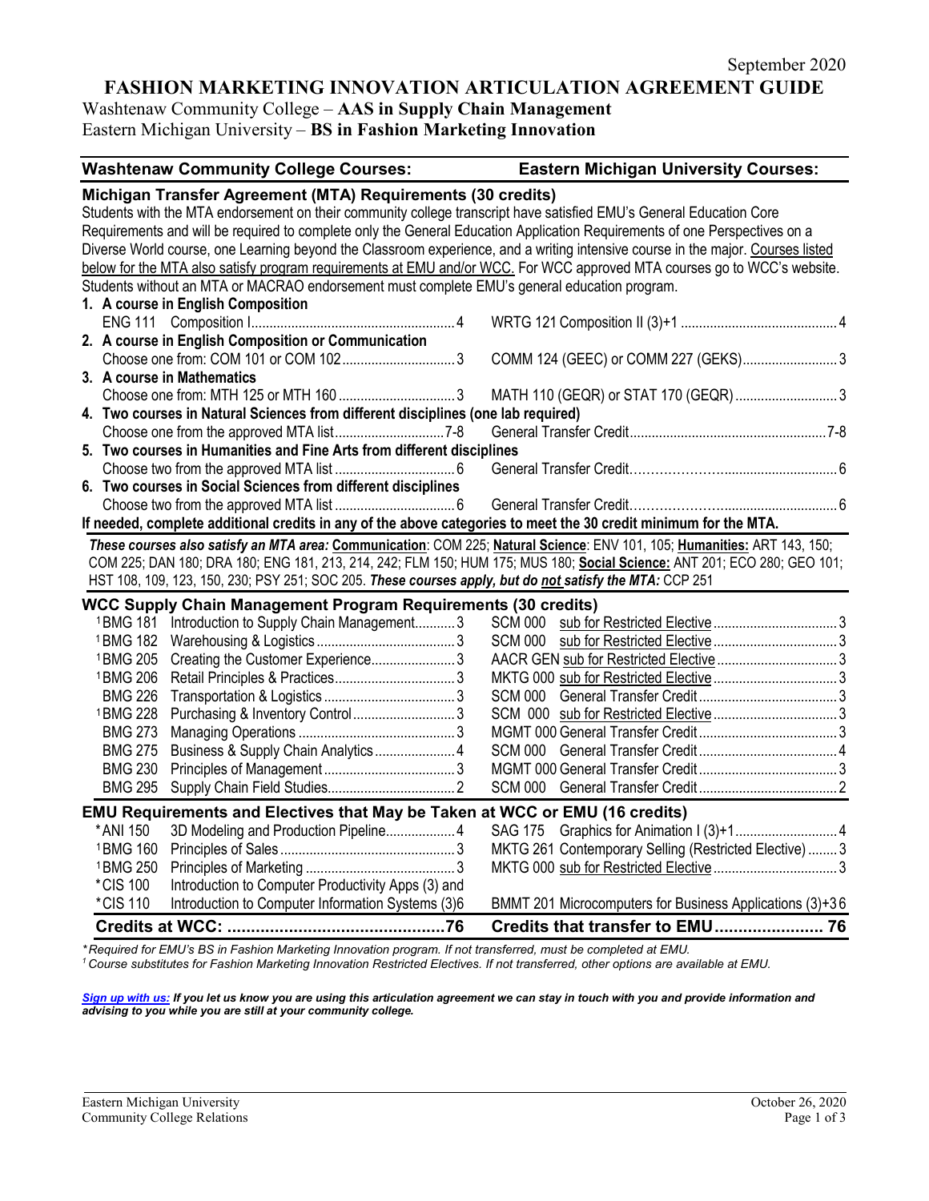September 2020

# FASHION MARKETING INNOVATION ARTICULATION AGREEMENT GUIDE

Washtenaw Community College – **AAS in Supply Chain Management**
Eastern Michigan University – **BS in Fashion Marketing Innovation**

| Washtenaw Community College Courses: | Eastern Michigan University Courses: |
|---|---|

## Michigan Transfer Agreement (MTA) Requirements (30 credits)

Students with the MTA endorsement on their community college transcript have satisfied EMU's General Education Core Requirements and will be required to complete only the General Education Application Requirements of one Perspectives on a Diverse World course, one Learning beyond the Classroom experience, and a writing intensive course in the major. Courses listed below for the MTA also satisfy program requirements at EMU and/or WCC. For WCC approved MTA courses go to WCC's website. Students without an MTA or MACRAO endorsement must complete EMU's general education program.

| WCC Course | Credits | EMU Course | Credits |
|---|---|---|---|
| **1. A course in English Composition** | | | |
| ENG 111 Composition I | 4 | WRTG 121 Composition II (3)+1 | 4 |
| **2. A course in English Composition or Communication** | | | |
| Choose one from: COM 101 or COM 102 | 3 | COMM 124 (GEEC) or COMM 227 (GEKS) | 3 |
| **3. A course in Mathematics** | | | |
| Choose one from: MTH 125 or MTH 160 | 3 | MATH 110 (GEQR) or STAT 170 (GEQR) | 3 |
| **4. Two courses in Natural Sciences from different disciplines (one lab required)** | | | |
| Choose one from the approved MTA list | 7-8 | General Transfer Credit | 7-8 |
| **5. Two courses in Humanities and Fine Arts from different disciplines** | | | |
| Choose two from the approved MTA list | 6 | General Transfer Credit | 6 |
| **6. Two courses in Social Sciences from different disciplines** | | | |
| Choose two from the approved MTA list | 6 | General Transfer Credit | 6 |

**If needed, complete additional credits in any of the above categories to meet the 30 credit minimum for the MTA.**

***These courses also satisfy an MTA area:*** **Communication**: COM 225; **Natural Science**: ENV 101, 105; **Humanities:** ART 143, 150; COM 225; DAN 180; DRA 180; ENG 181, 213, 214, 242; FLM 150; HUM 175; MUS 180; **Social Science:** ANT 201; ECO 280; GEO 101; HST 108, 109, 123, 150, 230; PSY 251; SOC 205. ***These courses apply, but do not satisfy the MTA:*** CCP 251

## WCC Supply Chain Management Program Requirements (30 credits)

| WCC Course | Credits | EMU Course | Credits |
|---|---|---|---|
| [1]BMG 181 Introduction to Supply Chain Management | 3 | SCM 000 sub for Restricted Elective | 3 |
| [1]BMG 182 Warehousing & Logistics | 3 | SCM 000 sub for Restricted Elective | 3 |
| [1]BMG 205 Creating the Customer Experience | 3 | AACR GEN sub for Restricted Elective | 3 |
| [1]BMG 206 Retail Principles & Practices | 3 | MKTG 000 sub for Restricted Elective | 3 |
| BMG 226 Transportation & Logistics | 3 | SCM 000 General Transfer Credit | 3 |
| [1]BMG 228 Purchasing & Inventory Control | 3 | SCM 000 sub for Restricted Elective | 3 |
| BMG 273 Managing Operations | 3 | MGMT 000 General Transfer Credit | 3 |
| BMG 275 Business & Supply Chain Analytics | 4 | SCM 000 General Transfer Credit | 4 |
| BMG 230 Principles of Management | 3 | MGMT 000 General Transfer Credit | 3 |
| BMG 295 Supply Chain Field Studies | 2 | SCM 000 General Transfer Credit | 2 |

## EMU Requirements and Electives that May be Taken at WCC or EMU (16 credits)

| WCC Course | Credits | EMU Course | Credits |
|---|---|---|---|
| *ANI 150 3D Modeling and Production Pipeline | 4 | SAG 175 Graphics for Animation I (3)+1 | 4 |
| [1]BMG 160 Principles of Sales | 3 | MKTG 261 Contemporary Selling (Restricted Elective) | 3 |
| [1]BMG 250 Principles of Marketing | 3 | MKTG 000 sub for Restricted Elective | 3 |
| *CIS 100 Introduction to Computer Productivity Apps (3) and *CIS 110 Introduction to Computer Information Systems (3) | 6 | BMMT 201 Microcomputers for Business Applications (3)+3 | 6 |
| **Credits at WCC:** | **76** | **Credits that transfer to EMU** | **76** |

*\*Required for EMU's BS in Fashion Marketing Innovation program. If not transferred, must be completed at EMU.*
*[1] Course substitutes for Fashion Marketing Innovation Restricted Electives. If not transferred, other options are available at EMU.*

***Sign up with us:*** ***If you let us know you are using this articulation agreement we can stay in touch with you and provide information and advising to you while you are still at your community college.***

Eastern Michigan University
Community College Relations

October 26, 2020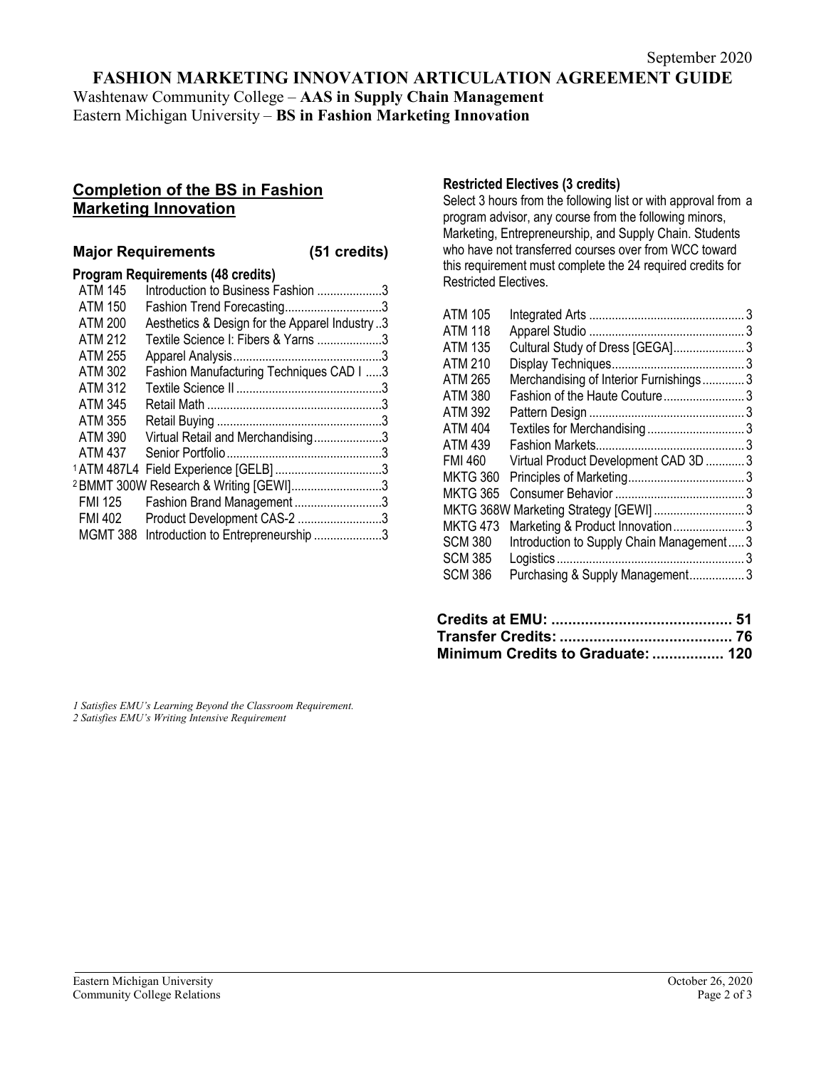September 2020

# FASHION MARKETING INNOVATION ARTICULATION AGREEMENT GUIDE

Washtenaw Community College – **AAS in Supply Chain Management**
Eastern Michigan University – **BS in Fashion Marketing Innovation**

## Completion of the BS in Fashion Marketing Innovation

### Major Requirements (51 credits)

**Program Requirements (48 credits)**

| Course | Title | Credits |
|---|---|---|
| ATM 145 | Introduction to Business Fashion | 3 |
| ATM 150 | Fashion Trend Forecasting | 3 |
| ATM 200 | Aesthetics & Design for the Apparel Industry | 3 |
| ATM 212 | Textile Science I: Fibers & Yarns | 3 |
| ATM 255 | Apparel Analysis | 3 |
| ATM 302 | Fashion Manufacturing Techniques CAD I | 3 |
| ATM 312 | Textile Science II | 3 |
| ATM 345 | Retail Math | 3 |
| ATM 355 | Retail Buying | 3 |
| ATM 390 | Virtual Retail and Merchandising | 3 |
| ATM 437 | Senior Portfolio | 3 |
| [1] ATM 487L4 | Field Experience [GELB] | 3 |
| [2] BMMT 300W | Research & Writing [GEWI] | 3 |
| FMI 125 | Fashion Brand Management | 3 |
| FMI 402 | Product Development CAS-2 | 3 |
| MGMT 388 | Introduction to Entrepreneurship | 3 |

**Restricted Electives (3 credits)**

Select 3 hours from the following list or with approval from a program advisor, any course from the following minors, Marketing, Entrepreneurship, and Supply Chain. Students who have not transferred courses over from WCC toward this requirement must complete the 24 required credits for Restricted Electives.

| Course | Title | Credits |
|---|---|---|
| ATM 105 | Integrated Arts | 3 |
| ATM 118 | Apparel Studio | 3 |
| ATM 135 | Cultural Study of Dress [GEGA] | 3 |
| ATM 210 | Display Techniques | 3 |
| ATM 265 | Merchandising of Interior Furnishings | 3 |
| ATM 380 | Fashion of the Haute Couture | 3 |
| ATM 392 | Pattern Design | 3 |
| ATM 404 | Textiles for Merchandising | 3 |
| ATM 439 | Fashion Markets | 3 |
| FMI 460 | Virtual Product Development CAD 3D | 3 |
| MKTG 360 | Principles of Marketing | 3 |
| MKTG 365 | Consumer Behavior | 3 |
| MKTG 368W | Marketing Strategy [GEWI] | 3 |
| MKTG 473 | Marketing & Product Innovation | 3 |
| SCM 380 | Introduction to Supply Chain Management | 3 |
| SCM 385 | Logistics | 3 |
| SCM 386 | Purchasing & Supply Management | 3 |

**Credits at EMU: 51**
**Transfer Credits: 76**
**Minimum Credits to Graduate: 120**

*1 Satisfies EMU's Learning Beyond the Classroom Requirement.*
*2 Satisfies EMU's Writing Intensive Requirement*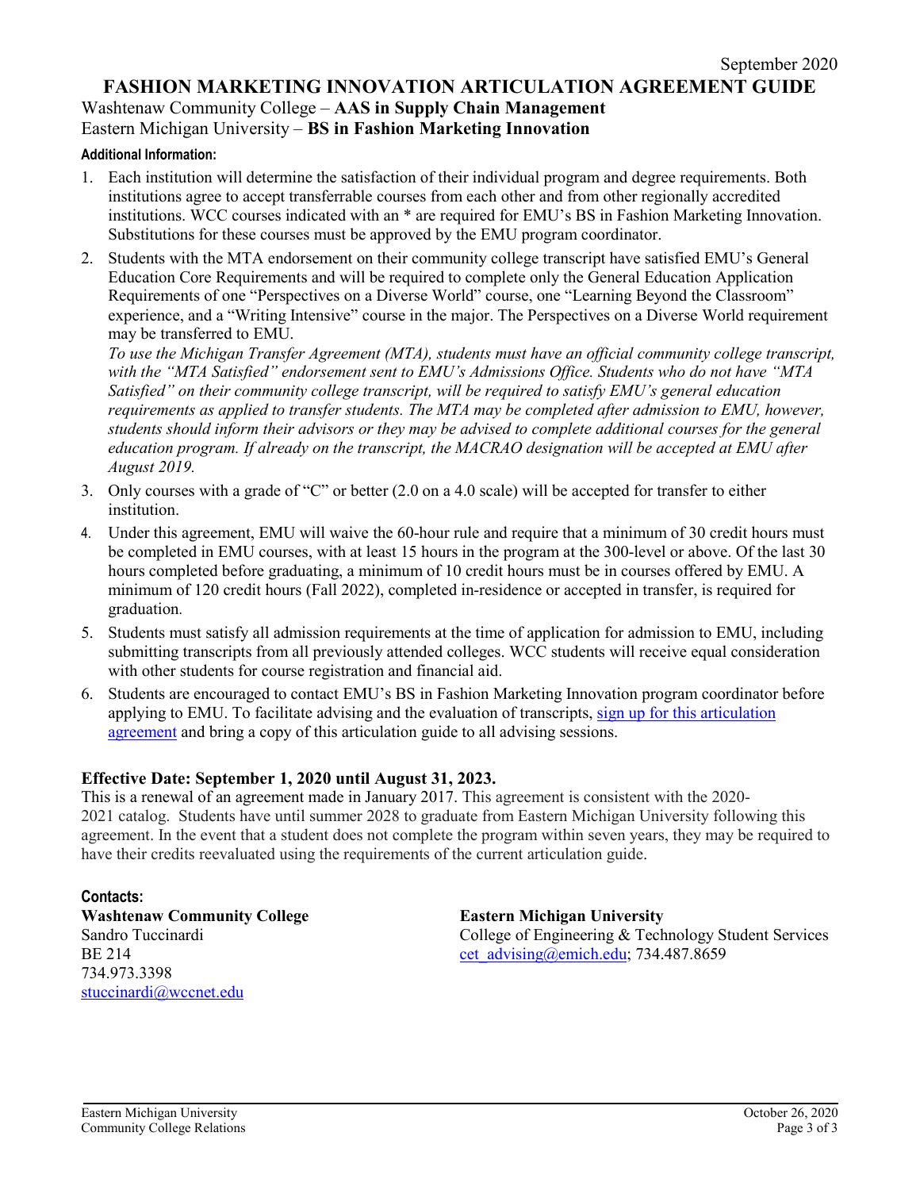September 2020

# FASHION MARKETING INNOVATION ARTICULATION AGREEMENT GUIDE

Washtenaw Community College – **AAS in Supply Chain Management**
Eastern Michigan University – **BS in Fashion Marketing Innovation**

**Additional Information:**

1. Each institution will determine the satisfaction of their individual program and degree requirements. Both institutions agree to accept transferrable courses from each other and from other regionally accredited institutions. WCC courses indicated with an * are required for EMU's BS in Fashion Marketing Innovation. Substitutions for these courses must be approved by the EMU program coordinator.
2. Students with the MTA endorsement on their community college transcript have satisfied EMU's General Education Core Requirements and will be required to complete only the General Education Application Requirements of one "Perspectives on a Diverse World" course, one "Learning Beyond the Classroom" experience, and a "Writing Intensive" course in the major. The Perspectives on a Diverse World requirement may be transferred to EMU.
   *To use the Michigan Transfer Agreement (MTA), students must have an official community college transcript, with the "MTA Satisfied" endorsement sent to EMU's Admissions Office. Students who do not have "MTA Satisfied" on their community college transcript, will be required to satisfy EMU's general education requirements as applied to transfer students. The MTA may be completed after admission to EMU, however, students should inform their advisors or they may be advised to complete additional courses for the general education program. If already on the transcript, the MACRAO designation will be accepted at EMU after August 2019.*
3. Only courses with a grade of "C" or better (2.0 on a 4.0 scale) will be accepted for transfer to either institution.
4. Under this agreement, EMU will waive the 60-hour rule and require that a minimum of 30 credit hours must be completed in EMU courses, with at least 15 hours in the program at the 300-level or above. Of the last 30 hours completed before graduating, a minimum of 10 credit hours must be in courses offered by EMU. A minimum of 120 credit hours (Fall 2022), completed in-residence or accepted in transfer, is required for graduation.
5. Students must satisfy all admission requirements at the time of application for admission to EMU, including submitting transcripts from all previously attended colleges. WCC students will receive equal consideration with other students for course registration and financial aid.
6. Students are encouraged to contact EMU's BS in Fashion Marketing Innovation program coordinator before applying to EMU. To facilitate advising and the evaluation of transcripts, sign up for this articulation agreement and bring a copy of this articulation guide to all advising sessions.

**Effective Date: September 1, 2020 until August 31, 2023.**

This is a renewal of an agreement made in January 2017. This agreement is consistent with the 2020-2021 catalog. Students have until summer 2028 to graduate from Eastern Michigan University following this agreement. In the event that a student does not complete the program within seven years, they may be required to have their credits reevaluated using the requirements of the current articulation guide.

**Contacts:**

**Washtenaw Community College**
Sandro Tuccinardi
BE 214
734.973.3398
stuccinardi@wccnet.edu

**Eastern Michigan University**
College of Engineering & Technology Student Services
cet_advising@emich.edu; 734.487.8659